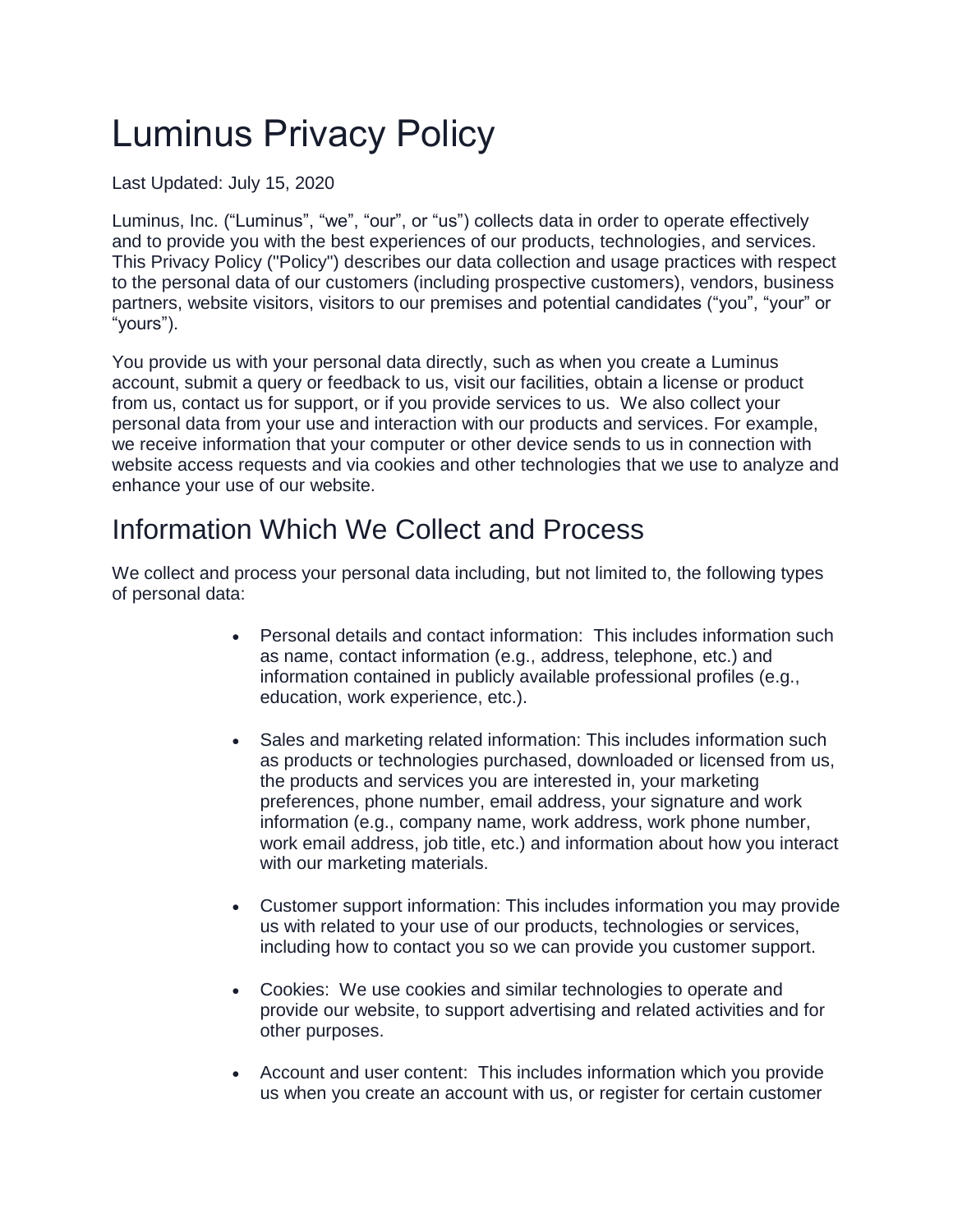# Luminus Privacy Policy

Last Updated: July 15, 2020

Luminus, Inc. ("Luminus", "we", "our", or "us") collects data in order to operate effectively and to provide you with the best experiences of our products, technologies, and services. This Privacy Policy ("Policy") describes our data collection and usage practices with respect to the personal data of our customers (including prospective customers), vendors, business partners, website visitors, visitors to our premises and potential candidates ("you", "your" or "yours").

You provide us with your personal data directly, such as when you create a Luminus account, submit a query or feedback to us, visit our facilities, obtain a license or product from us, contact us for support, or if you provide services to us. We also collect your personal data from your use and interaction with our products and services. For example, we receive information that your computer or other device sends to us in connection with website access requests and via cookies and other technologies that we use to analyze and enhance your use of our website.

## Information Which We Collect and Process

We collect and process your personal data including, but not limited to, the following types of personal data:

- Personal details and contact information: This includes information such as name, contact information (e.g., address, telephone, etc.) and information contained in publicly available professional profiles (e.g., education, work experience, etc.).

- Sales and marketing related information: This includes information such as products or technologies purchased, downloaded or licensed from us, the products and services you are interested in, your marketing preferences, phone number, email address, your signature and work information (e.g., company name, work address, work phone number, work email address, job title, etc.) and information about how you interact with our marketing materials.

- Customer support information: This includes information you may provide us with related to your use of our products, technologies or services, including how to contact you so we can provide you customer support.

- Cookies: We use cookies and similar technologies to operate and provide our website, to support advertising and related activities and for other purposes.

- Account and user content: This includes information which you provide us when you create an account with us, or register for certain customer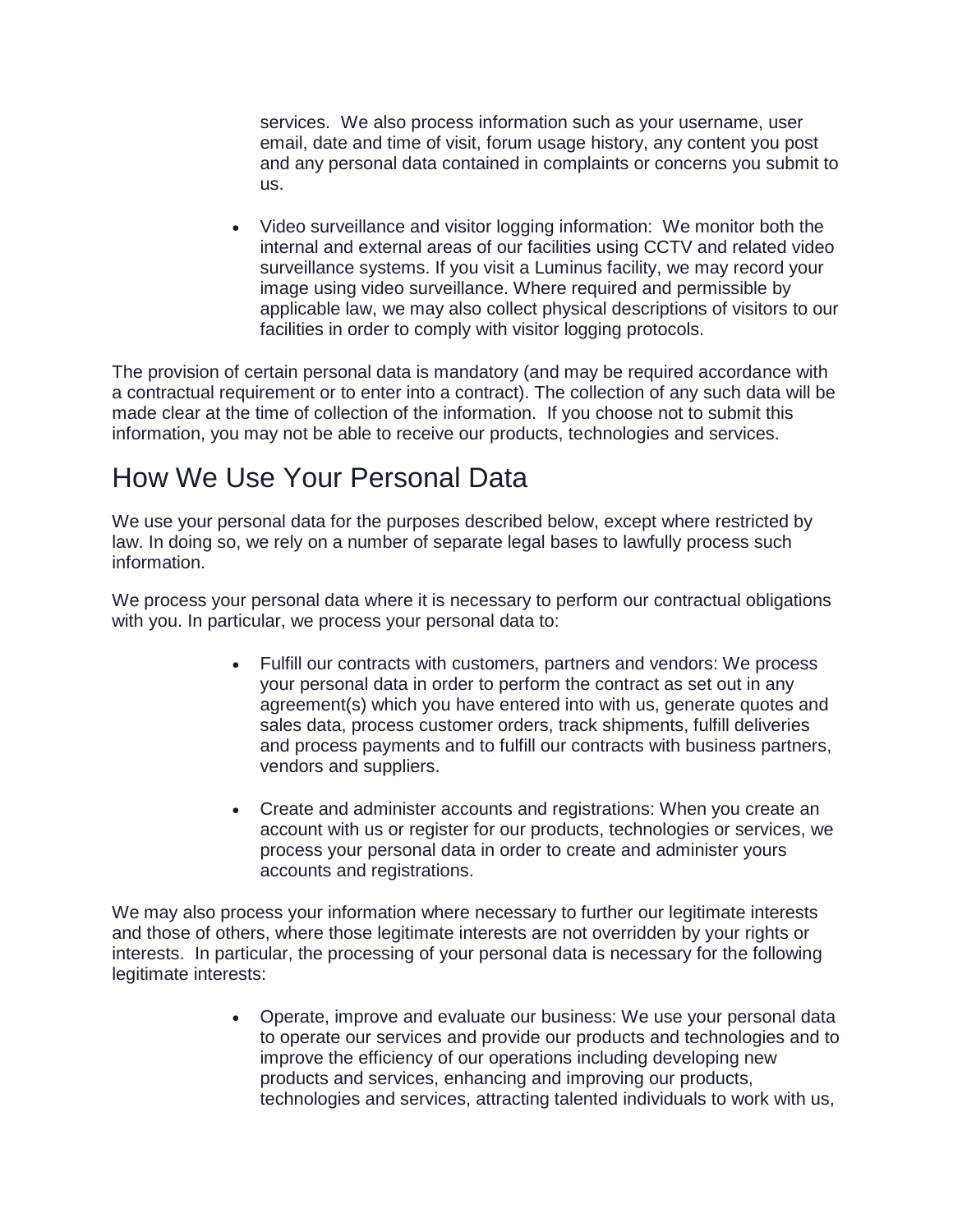services. We also process information such as your username, user email, date and time of visit, forum usage history, any content you post and any personal data contained in complaints or concerns you submit to us.

- Video surveillance and visitor logging information: We monitor both the internal and external areas of our facilities using CCTV and related video surveillance systems. If you visit a Luminus facility, we may record your image using video surveillance. Where required and permissible by applicable law, we may also collect physical descriptions of visitors to our facilities in order to comply with visitor logging protocols.

The provision of certain personal data is mandatory (and may be required accordance with a contractual requirement or to enter into a contract). The collection of any such data will be made clear at the time of collection of the information. If you choose not to submit this information, you may not be able to receive our products, technologies and services.

## How We Use Your Personal Data

We use your personal data for the purposes described below, except where restricted by law. In doing so, we rely on a number of separate legal bases to lawfully process such information.

We process your personal data where it is necessary to perform our contractual obligations with you. In particular, we process your personal data to:

- Fulfill our contracts with customers, partners and vendors: We process your personal data in order to perform the contract as set out in any agreement(s) which you have entered into with us, generate quotes and sales data, process customer orders, track shipments, fulfill deliveries and process payments and to fulfill our contracts with business partners, vendors and suppliers.

- Create and administer accounts and registrations: When you create an account with us or register for our products, technologies or services, we process your personal data in order to create and administer yours accounts and registrations.

We may also process your information where necessary to further our legitimate interests and those of others, where those legitimate interests are not overridden by your rights or interests. In particular, the processing of your personal data is necessary for the following legitimate interests:

- Operate, improve and evaluate our business: We use your personal data to operate our services and provide our products and technologies and to improve the efficiency of our operations including developing new products and services, enhancing and improving our products, technologies and services, attracting talented individuals to work with us,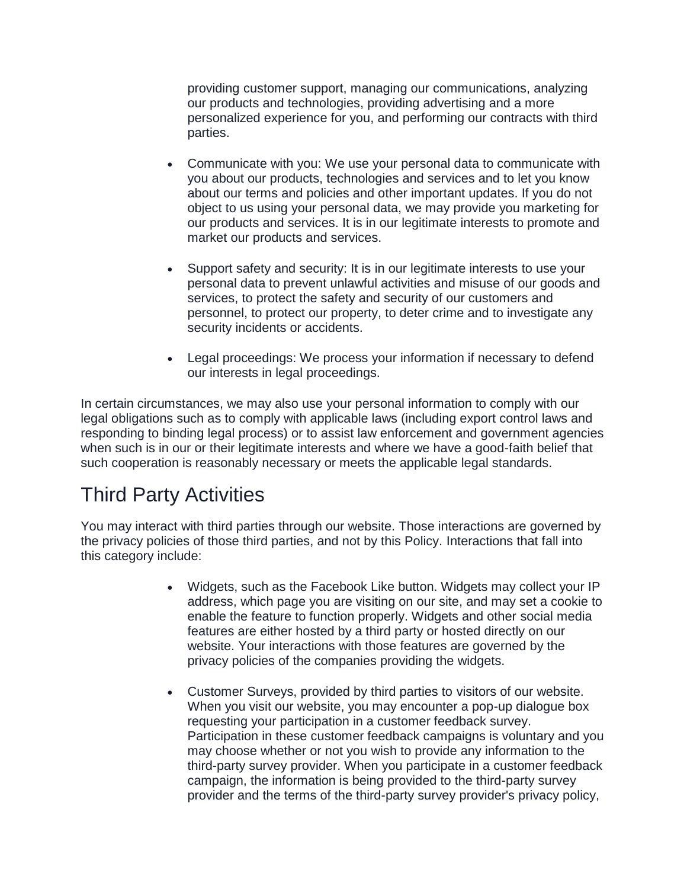providing customer support, managing our communications, analyzing our products and technologies, providing advertising and a more personalized experience for you, and performing our contracts with third parties.

- Communicate with you: We use your personal data to communicate with you about our products, technologies and services and to let you know about our terms and policies and other important updates. If you do not object to us using your personal data, we may provide you marketing for our products and services. It is in our legitimate interests to promote and market our products and services.
- Support safety and security: It is in our legitimate interests to use your personal data to prevent unlawful activities and misuse of our goods and services, to protect the safety and security of our customers and personnel, to protect our property, to deter crime and to investigate any security incidents or accidents.
- Legal proceedings: We process your information if necessary to defend our interests in legal proceedings.

In certain circumstances, we may also use your personal information to comply with our legal obligations such as to comply with applicable laws (including export control laws and responding to binding legal process) or to assist law enforcement and government agencies when such is in our or their legitimate interests and where we have a good-faith belief that such cooperation is reasonably necessary or meets the applicable legal standards.

## Third Party Activities

You may interact with third parties through our website. Those interactions are governed by the privacy policies of those third parties, and not by this Policy. Interactions that fall into this category include:

- Widgets, such as the Facebook Like button. Widgets may collect your IP address, which page you are visiting on our site, and may set a cookie to enable the feature to function properly. Widgets and other social media features are either hosted by a third party or hosted directly on our website. Your interactions with those features are governed by the privacy policies of the companies providing the widgets.
- Customer Surveys, provided by third parties to visitors of our website. When you visit our website, you may encounter a pop-up dialogue box requesting your participation in a customer feedback survey. Participation in these customer feedback campaigns is voluntary and you may choose whether or not you wish to provide any information to the third-party survey provider. When you participate in a customer feedback campaign, the information is being provided to the third-party survey provider and the terms of the third-party survey provider's privacy policy,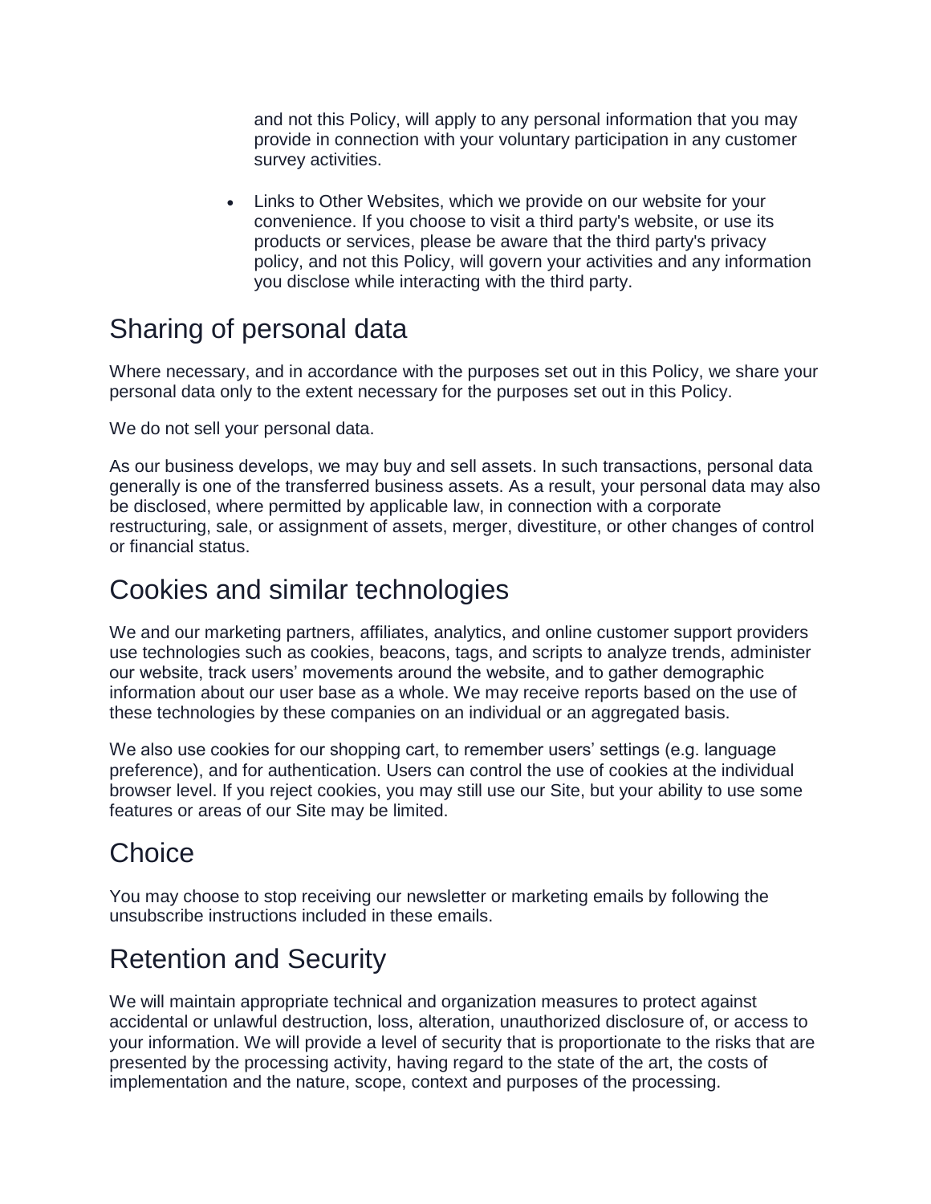and not this Policy, will apply to any personal information that you may provide in connection with your voluntary participation in any customer survey activities.

- Links to Other Websites, which we provide on our website for your convenience. If you choose to visit a third party's website, or use its products or services, please be aware that the third party's privacy policy, and not this Policy, will govern your activities and any information you disclose while interacting with the third party.

## Sharing of personal data

Where necessary, and in accordance with the purposes set out in this Policy, we share your personal data only to the extent necessary for the purposes set out in this Policy.

We do not sell your personal data.

As our business develops, we may buy and sell assets. In such transactions, personal data generally is one of the transferred business assets. As a result, your personal data may also be disclosed, where permitted by applicable law, in connection with a corporate restructuring, sale, or assignment of assets, merger, divestiture, or other changes of control or financial status.

## Cookies and similar technologies

We and our marketing partners, affiliates, analytics, and online customer support providers use technologies such as cookies, beacons, tags, and scripts to analyze trends, administer our website, track users' movements around the website, and to gather demographic information about our user base as a whole. We may receive reports based on the use of these technologies by these companies on an individual or an aggregated basis.

We also use cookies for our shopping cart, to remember users' settings (e.g. language preference), and for authentication. Users can control the use of cookies at the individual browser level. If you reject cookies, you may still use our Site, but your ability to use some features or areas of our Site may be limited.

## Choice

You may choose to stop receiving our newsletter or marketing emails by following the unsubscribe instructions included in these emails.

## Retention and Security

We will maintain appropriate technical and organization measures to protect against accidental or unlawful destruction, loss, alteration, unauthorized disclosure of, or access to your information. We will provide a level of security that is proportionate to the risks that are presented by the processing activity, having regard to the state of the art, the costs of implementation and the nature, scope, context and purposes of the processing.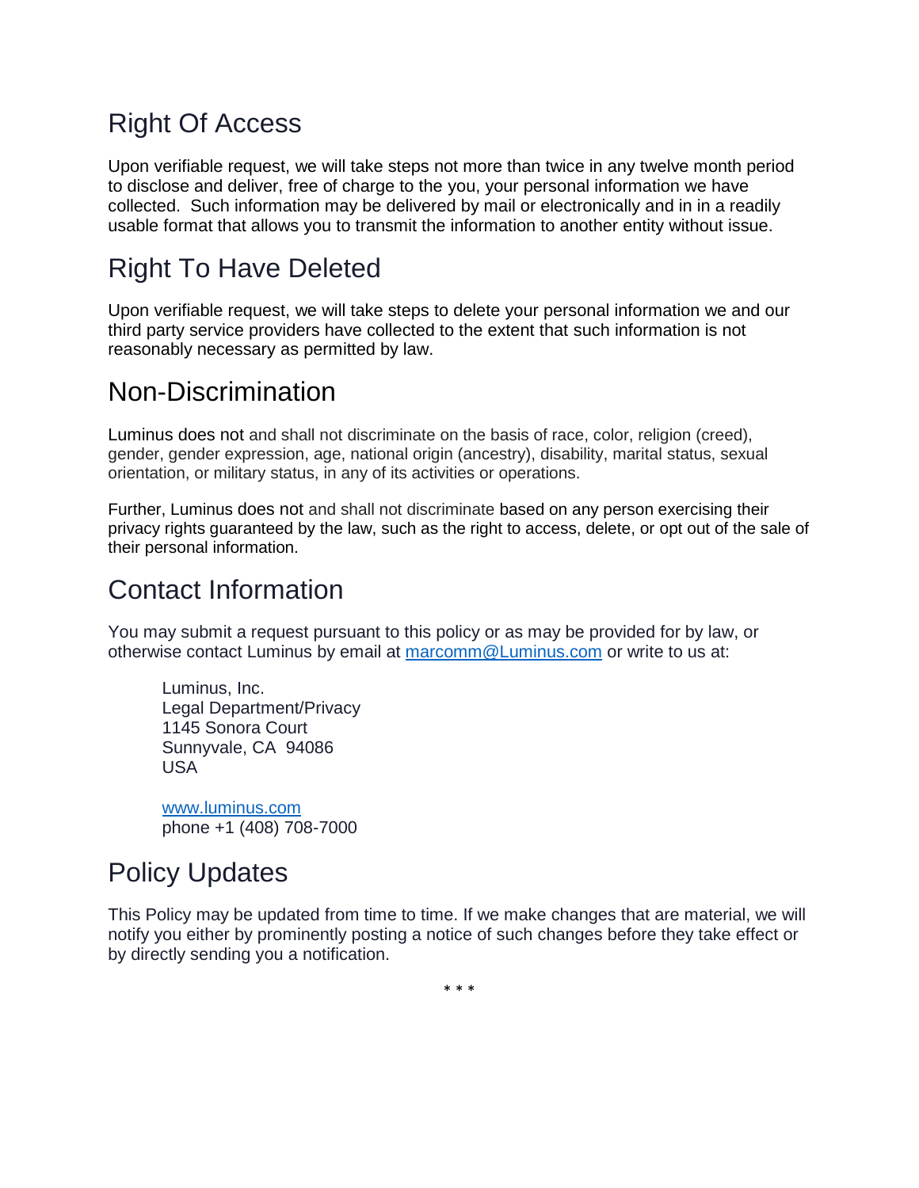## Right Of Access

Upon verifiable request, we will take steps not more than twice in any twelve month period to disclose and deliver, free of charge to the you, your personal information we have collected. Such information may be delivered by mail or electronically and in in a readily usable format that allows you to transmit the information to another entity without issue.

## Right To Have Deleted

Upon verifiable request, we will take steps to delete your personal information we and our third party service providers have collected to the extent that such information is not reasonably necessary as permitted by law.

## Non-Discrimination

Luminus does not and shall not discriminate on the basis of race, color, religion (creed), gender, gender expression, age, national origin (ancestry), disability, marital status, sexual orientation, or military status, in any of its activities or operations.

Further, Luminus does not and shall not discriminate based on any person exercising their privacy rights guaranteed by the law, such as the right to access, delete, or opt out of the sale of their personal information.

## Contact Information

You may submit a request pursuant to this policy or as may be provided for by law, or otherwise contact Luminus by email at [marcomm@Luminus.com](mailto:marcomm@Luminus.com) or write to us at:

> Luminus, Inc.
> Legal Department/Privacy
> 1145 Sonora Court
> Sunnyvale, CA 94086
> USA
>
> [www.luminus.com](http://www.luminus.com)
> phone +1 (408) 708-7000

## Policy Updates

This Policy may be updated from time to time. If we make changes that are material, we will notify you either by prominently posting a notice of such changes before they take effect or by directly sending you a notification.

\* \* \*